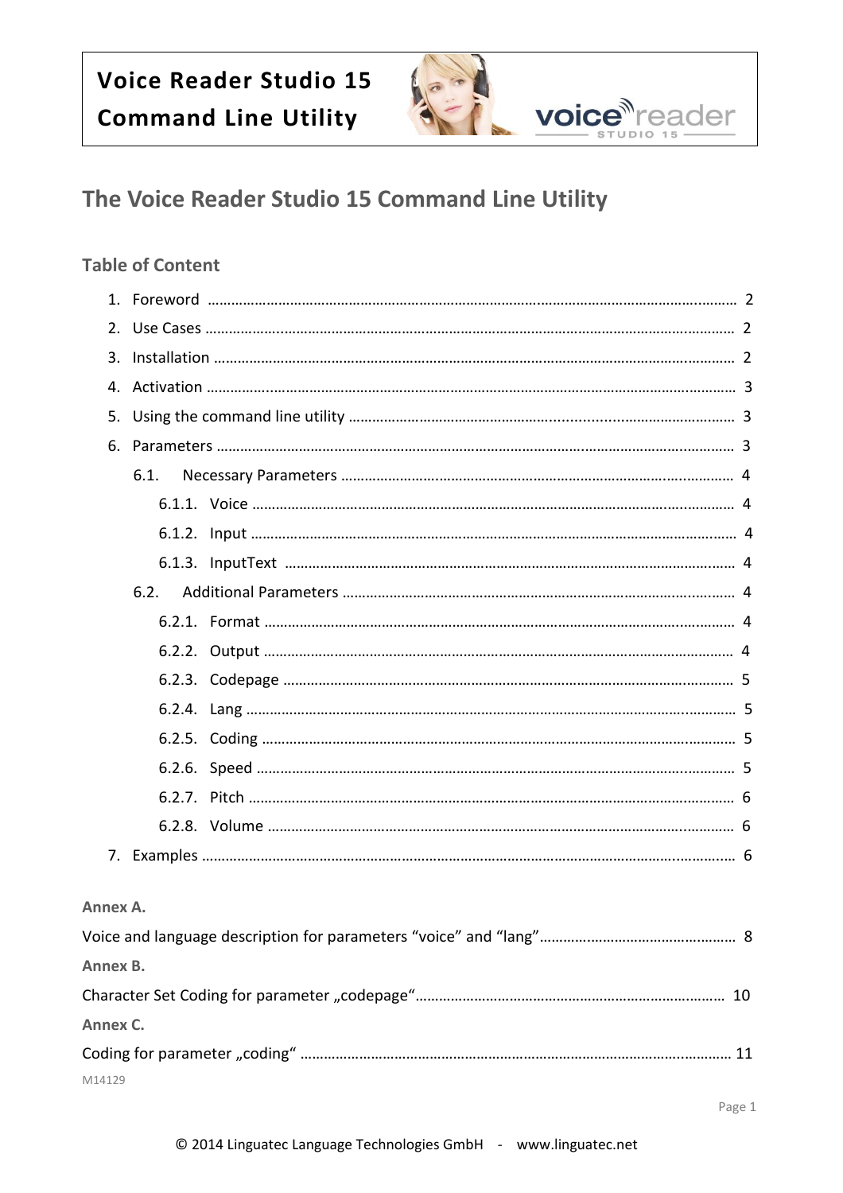**Voice Reader Studio 15**

**Command Line Utility**

# The Voice Reader Studio 15 Command Line Utility

## Table of Content

1. Foreword ........ 2
2. Use Cases ........ 2
3. Installation ........ 2
4. Activation ........ 3
5. Using the command line utility ........ 3
6. Parameters ........ 3
   - 6.1. Necessary Parameters ........ 4
     - 6.1.1. Voice ........ 4
     - 6.1.2. Input ........ 4
     - 6.1.3. InputText ........ 4
   - 6.2. Additional Parameters ........ 4
     - 6.2.1. Format ........ 4
     - 6.2.2. Output ........ 4
     - 6.2.3. Codepage ........ 5
     - 6.2.4. Lang ........ 5
     - 6.2.5. Coding ........ 5
     - 6.2.6. Speed ........ 5
     - 6.2.7. Pitch ........ 6
     - 6.2.8. Volume ........ 6
7. Examples ........ 6

**Annex A.**

Voice and language description for parameters “voice” and “lang” ........ 8

**Annex B.**

Character Set Coding for parameter „codepage“ ........ 10

**Annex C.**

Coding for parameter „coding“ ........ 11

M14129

© 2014 Linguatec Language Technologies GmbH - www.linguatec.net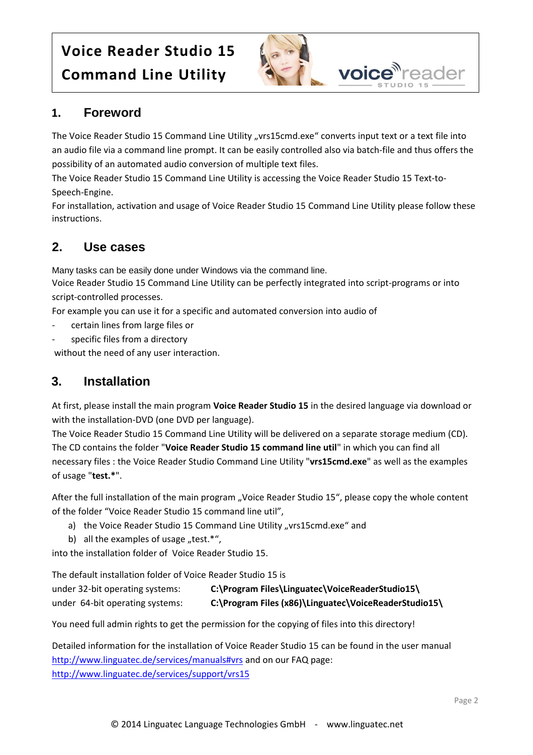**Voice Reader Studio 15**

**Command Line Utility**

## 1. Foreword

The Voice Reader Studio 15 Command Line Utility „vrs15cmd.exe“ converts input text or a text file into an audio file via a command line prompt. It can be easily controlled also via batch-file and thus offers the possibility of an automated audio conversion of multiple text files.

The Voice Reader Studio 15 Command Line Utility is accessing the Voice Reader Studio 15 Text-to-Speech-Engine.

For installation, activation and usage of Voice Reader Studio 15 Command Line Utility please follow these instructions.

## 2. Use cases

Many tasks can be easily done under Windows via the command line.

Voice Reader Studio 15 Command Line Utility can be perfectly integrated into script-programs or into script-controlled processes.

For example you can use it for a specific and automated conversion into audio of

- certain lines from large files or
- specific files from a directory

without the need of any user interaction.

## 3. Installation

At first, please install the main program **Voice Reader Studio 15** in the desired language via download or with the installation-DVD (one DVD per language).

The Voice Reader Studio 15 Command Line Utility will be delivered on a separate storage medium (CD). The CD contains the folder "**Voice Reader Studio 15 command line util**" in which you can find all necessary files : the Voice Reader Studio Command Line Utility "**vrs15cmd.exe**" as well as the examples of usage "**test.***".

After the full installation of the main program „Voice Reader Studio 15“, please copy the whole content of the folder “Voice Reader Studio 15 command line util”,

a) the Voice Reader Studio 15 Command Line Utility „vrs15cmd.exe“ and
b) all the examples of usage „test.*“,

into the installation folder of Voice Reader Studio 15.

The default installation folder of Voice Reader Studio 15 is

under 32-bit operating systems: **C:\Program Files\Linguatec\VoiceReaderStudio15\**
under 64-bit operating systems: **C:\Program Files (x86)\Linguatec\VoiceReaderStudio15\**

You need full admin rights to get the permission for the copying of files into this directory!

Detailed information for the installation of Voice Reader Studio 15 can be found in the user manual [http://www.linguatec.de/services/manuals#vrs](http://www.linguatec.de/services/manuals#vrs) and on our FAQ page: [http://www.linguatec.de/services/support/vrs15](http://www.linguatec.de/services/support/vrs15)

© 2014 Linguatec Language Technologies GmbH - www.linguatec.net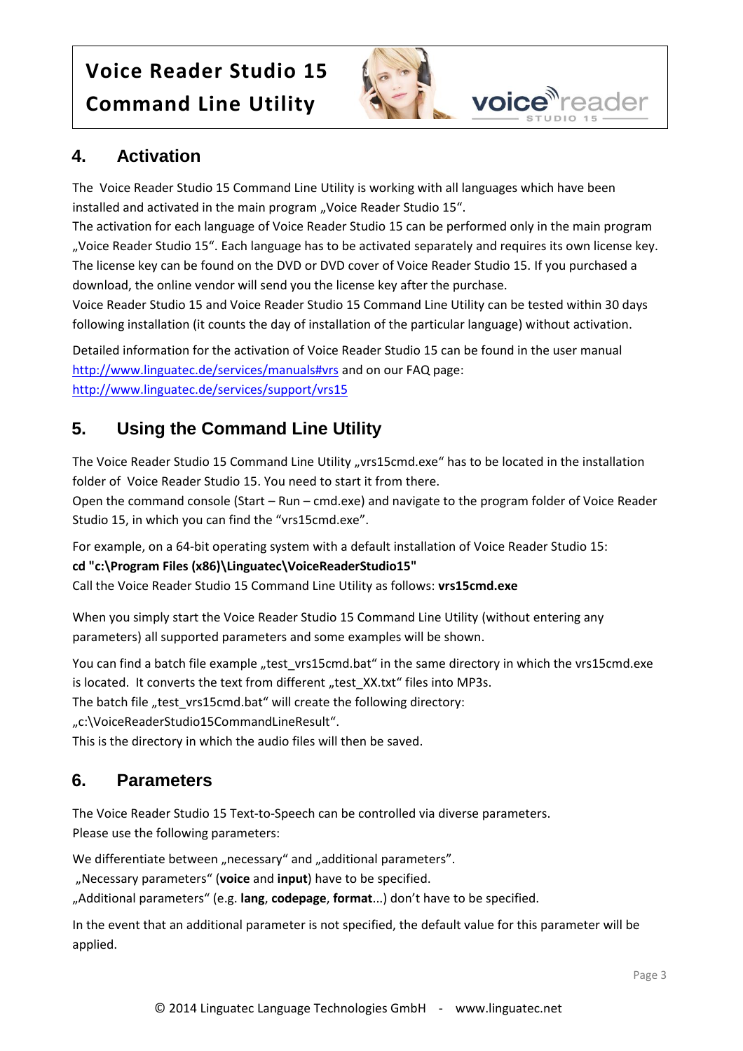## 4. Activation

The Voice Reader Studio 15 Command Line Utility is working with all languages which have been installed and activated in the main program „Voice Reader Studio 15“.
The activation for each language of Voice Reader Studio 15 can be performed only in the main program „Voice Reader Studio 15“. Each language has to be activated separately and requires its own license key. The license key can be found on the DVD or DVD cover of Voice Reader Studio 15. If you purchased a download, the online vendor will send you the license key after the purchase.
Voice Reader Studio 15 and Voice Reader Studio 15 Command Line Utility can be tested within 30 days following installation (it counts the day of installation of the particular language) without activation.

Detailed information for the activation of Voice Reader Studio 15 can be found in the user manual http://www.linguatec.de/services/manuals#vrs and on our FAQ page: http://www.linguatec.de/services/support/vrs15

## 5. Using the Command Line Utility

The Voice Reader Studio 15 Command Line Utility „vrs15cmd.exe“ has to be located in the installation folder of Voice Reader Studio 15. You need to start it from there.
Open the command console (Start – Run – cmd.exe) and navigate to the program folder of Voice Reader Studio 15, in which you can find the “vrs15cmd.exe”.

For example, on a 64-bit operating system with a default installation of Voice Reader Studio 15:
**cd "c:\Program Files (x86)\Linguatec\VoiceReaderStudio15"**
Call the Voice Reader Studio 15 Command Line Utility as follows: **vrs15cmd.exe**

When you simply start the Voice Reader Studio 15 Command Line Utility (without entering any parameters) all supported parameters and some examples will be shown.

You can find a batch file example „test_vrs15cmd.bat“ in the same directory in which the vrs15cmd.exe is located. It converts the text from different „test_XX.txt“ files into MP3s.
The batch file „test_vrs15cmd.bat“ will create the following directory:
„c:\VoiceReaderStudio15CommandLineResult“.
This is the directory in which the audio files will then be saved.

## 6. Parameters

The Voice Reader Studio 15 Text-to-Speech can be controlled via diverse parameters.
Please use the following parameters:

We differentiate between „necessary“ and „additional parameters“.
„Necessary parameters“ (**voice** and **input**) have to be specified.
„Additional parameters“ (e.g. **lang**, **codepage**, **format**...) don’t have to be specified.

In the event that an additional parameter is not specified, the default value for this parameter will be applied.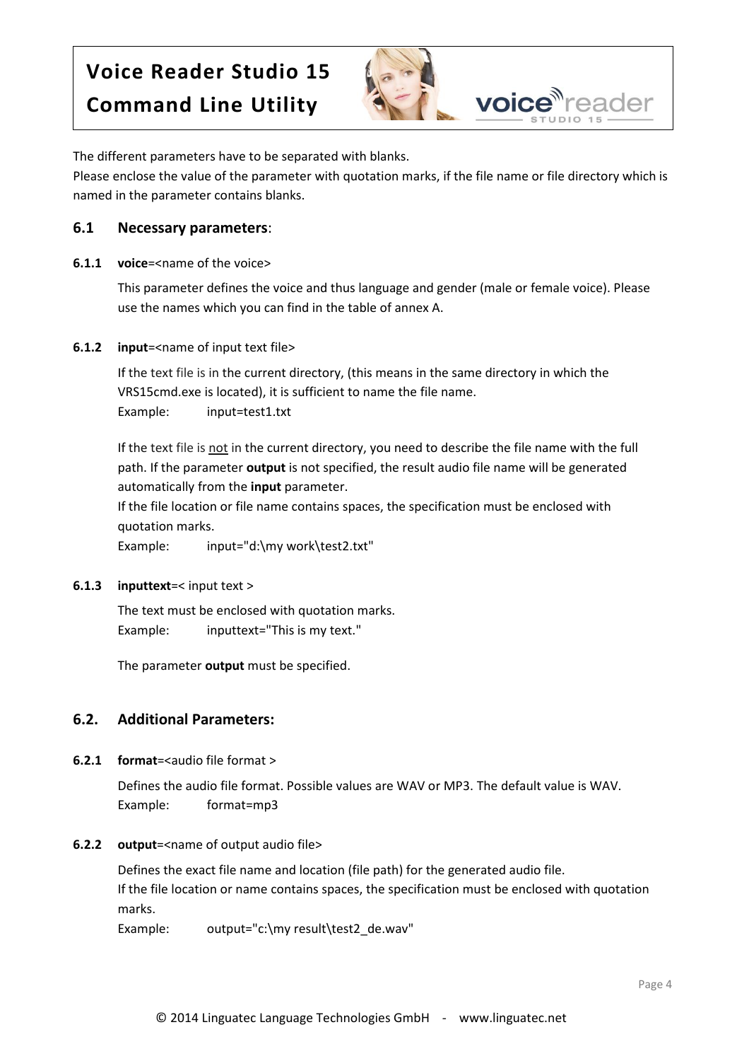The different parameters have to be separated with blanks.
Please enclose the value of the parameter with quotation marks, if the file name or file directory which is named in the parameter contains blanks.

## 6.1 Necessary parameters:

### 6.1.1 **voice**=<name of the voice>

This parameter defines the voice and thus language and gender (male or female voice). Please use the names which you can find in the table of annex A.

### 6.1.2 **input**=<name of input text file>

If the text file is in the current directory, (this means in the same directory in which the VRS15cmd.exe is located), it is sufficient to name the file name.
Example: input=test1.txt

If the text file is <u>not</u> in the current directory, you need to describe the file name with the full path. If the parameter **output** is not specified, the result audio file name will be generated automatically from the **input** parameter.
If the file location or file name contains spaces, the specification must be enclosed with quotation marks.
Example: input="d:\my work\test2.txt"

### 6.1.3 **inputtext**=< input text >

The text must be enclosed with quotation marks.
Example: inputtext="This is my text."

The parameter **output** must be specified.

## 6.2. Additional Parameters:

### 6.2.1 **format**=<audio file format >

Defines the audio file format. Possible values are WAV or MP3. The default value is WAV.
Example: format=mp3

### 6.2.2 **output**=<name of output audio file>

Defines the exact file name and location (file path) for the generated audio file.
If the file location or name contains spaces, the specification must be enclosed with quotation marks.
Example: output="c:\my result\test2_de.wav"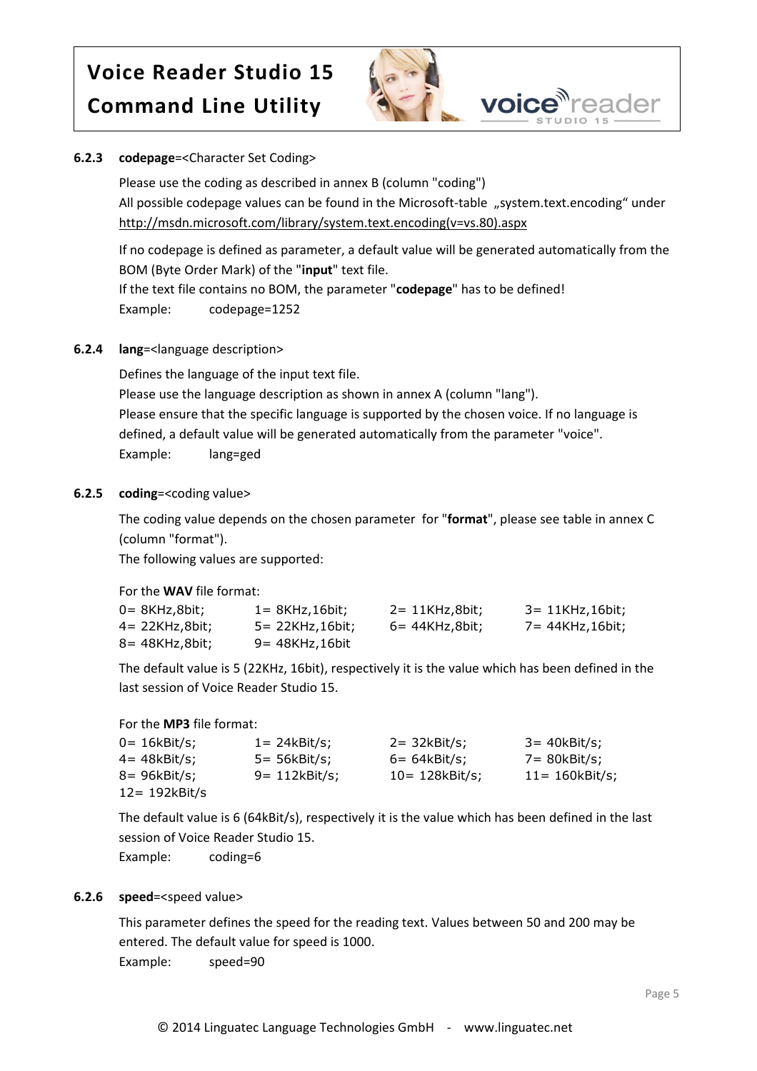#### 6.2.3 **codepage**=<Character Set Coding>

Please use the coding as described in annex B (column "coding")
All possible codepage values can be found in the Microsoft-table „system.text.encoding“ under http://msdn.microsoft.com/library/system.text.encoding(v=vs.80).aspx

If no codepage is defined as parameter, a default value will be generated automatically from the BOM (Byte Order Mark) of the "**input**" text file.
If the text file contains no BOM, the parameter "**codepage**" has to be defined!
Example: codepage=1252

#### 6.2.4 **lang**=<language description>

Defines the language of the input text file.
Please use the language description as shown in annex A (column "lang").
Please ensure that the specific language is supported by the chosen voice. If no language is defined, a default value will be generated automatically from the parameter "voice".
Example: lang=ged

#### 6.2.5 **coding**=<coding value>

The coding value depends on the chosen parameter for "**format**", please see table in annex C (column "format").
The following values are supported:

For the **WAV** file format:

| | | | |
|---|---|---|---|
| 0= 8KHz,8bit; | 1= 8KHz,16bit; | 2= 11KHz,8bit; | 3= 11KHz,16bit; |
| 4= 22KHz,8bit; | 5= 22KHz,16bit; | 6= 44KHz,8bit; | 7= 44KHz,16bit; |
| 8= 48KHz,8bit; | 9= 48KHz,16bit | | |

The default value is 5 (22KHz, 16bit), respectively it is the value which has been defined in the last session of Voice Reader Studio 15.

For the **MP3** file format:

| | | | |
|---|---|---|---|
| 0= 16kBit/s; | 1= 24kBit/s; | 2= 32kBit/s; | 3= 40kBit/s; |
| 4= 48kBit/s; | 5= 56kBit/s; | 6= 64kBit/s; | 7= 80kBit/s; |
| 8= 96kBit/s; | 9= 112kBit/s; | 10= 128kBit/s; | 11= 160kBit/s; |
| 12= 192kBit/s | | | |

The default value is 6 (64kBit/s), respectively it is the value which has been defined in the last session of Voice Reader Studio 15.
Example: coding=6

#### 6.2.6 **speed**=<speed value>

This parameter defines the speed for the reading text. Values between 50 and 200 may be entered. The default value for speed is 1000.
Example: speed=90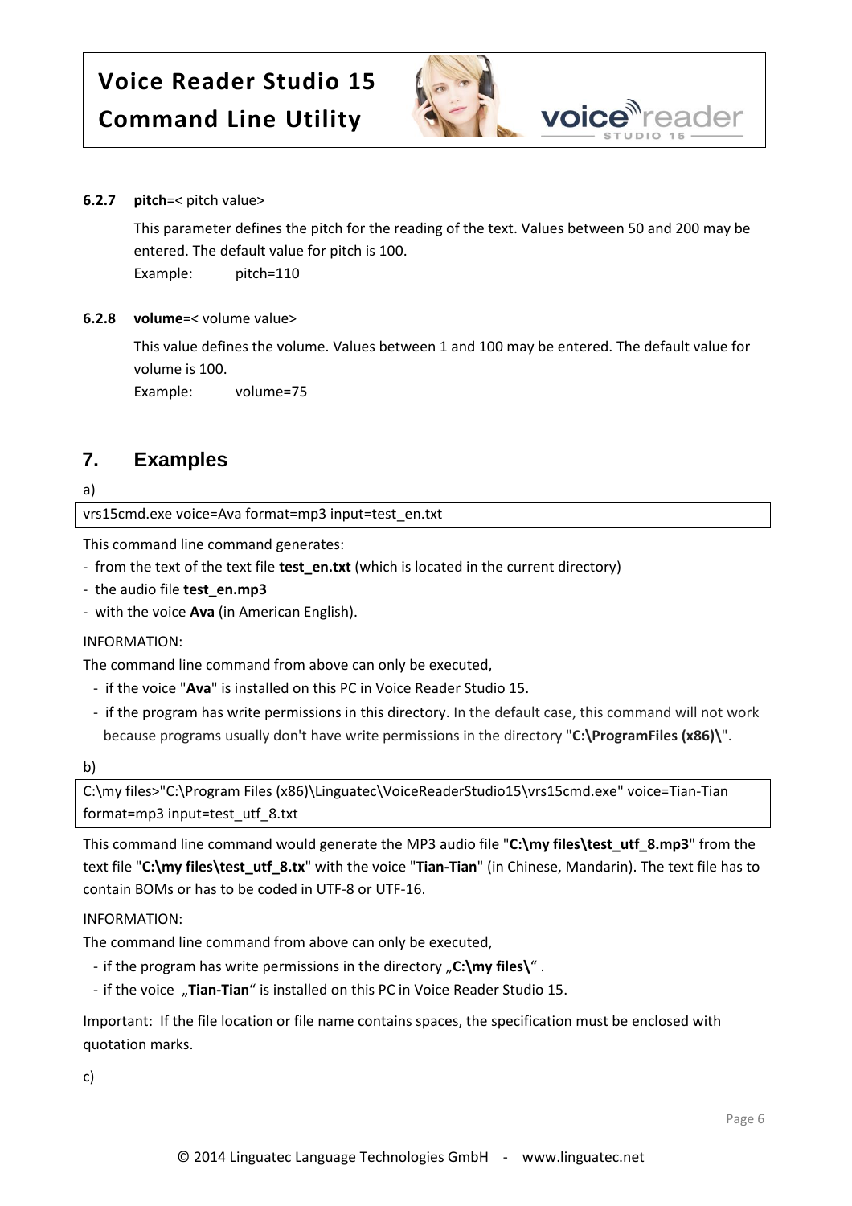#### 6.2.7 **pitch**=< pitch value>

This parameter defines the pitch for the reading of the text. Values between 50 and 200 may be entered. The default value for pitch is 100.

Example: pitch=110

#### 6.2.8 **volume**=< volume value>

This value defines the volume. Values between 1 and 100 may be entered. The default value for volume is 100.

Example: volume=75

## 7. Examples

a)

```
vrs15cmd.exe voice=Ava format=mp3 input=test_en.txt
```

This command line command generates:

- from the text of the text file **test_en.txt** (which is located in the current directory)
- the audio file **test_en.mp3**
- with the voice **Ava** (in American English).

INFORMATION:

The command line command from above can only be executed,

- if the voice "**Ava**" is installed on this PC in Voice Reader Studio 15.
- if the program has write permissions in this directory. In the default case, this command will not work because programs usually don't have write permissions in the directory "**C:\ProgramFiles (x86)\**".

b)

```
C:\my files>"C:\Program Files (x86)\Linguatec\VoiceReaderStudio15\vrs15cmd.exe" voice=Tian-Tian format=mp3 input=test_utf_8.txt
```

This command line command would generate the MP3 audio file "**C:\my files\test_utf_8.mp3**" from the text file "**C:\my files\test_utf_8.tx**" with the voice "**Tian-Tian**" (in Chinese, Mandarin). The text file has to contain BOMs or has to be coded in UTF-8 or UTF-16.

INFORMATION:

The command line command from above can only be executed,

- if the program has write permissions in the directory „**C:\my files\**“ .
- if the voice „**Tian-Tian**“ is installed on this PC in Voice Reader Studio 15.

Important: If the file location or file name contains spaces, the specification must be enclosed with quotation marks.

c)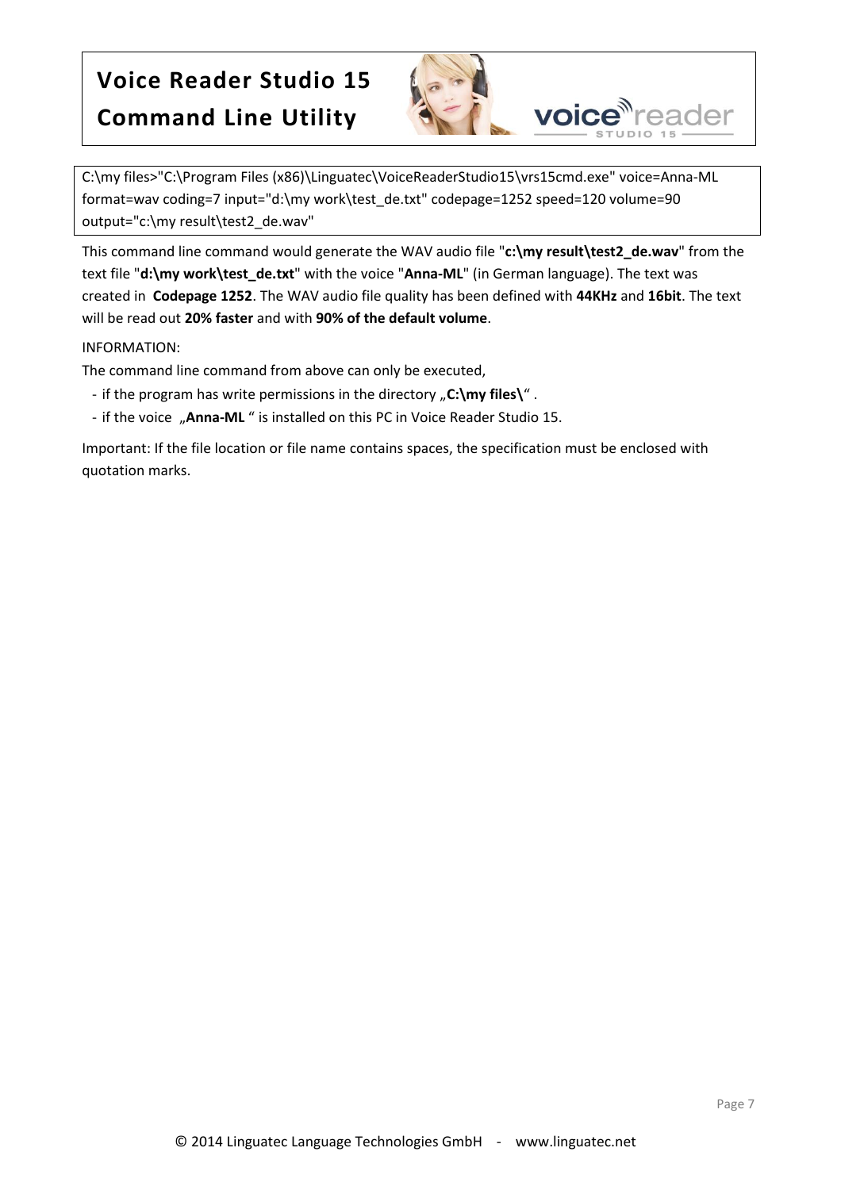```
C:\my files>"C:\Program Files (x86)\Linguatec\VoiceReaderStudio15\vrs15cmd.exe" voice=Anna-ML format=wav coding=7 input="d:\my work\test_de.txt" codepage=1252 speed=120 volume=90 output="c:\my result\test2_de.wav"
```

This command line command would generate the WAV audio file "**c:\my result\test2_de.wav**" from the text file "**d:\my work\test_de.txt**" with the voice "**Anna-ML**" (in German language). The text was created in **Codepage 1252**. The WAV audio file quality has been defined with **44KHz** and **16bit**. The text will be read out **20% faster** and with **90% of the default volume**.

INFORMATION:

The command line command from above can only be executed,

- if the program has write permissions in the directory „**C:\my files\**" .
- if the voice „**Anna-ML** " is installed on this PC in Voice Reader Studio 15.

Important: If the file location or file name contains spaces, the specification must be enclosed with quotation marks.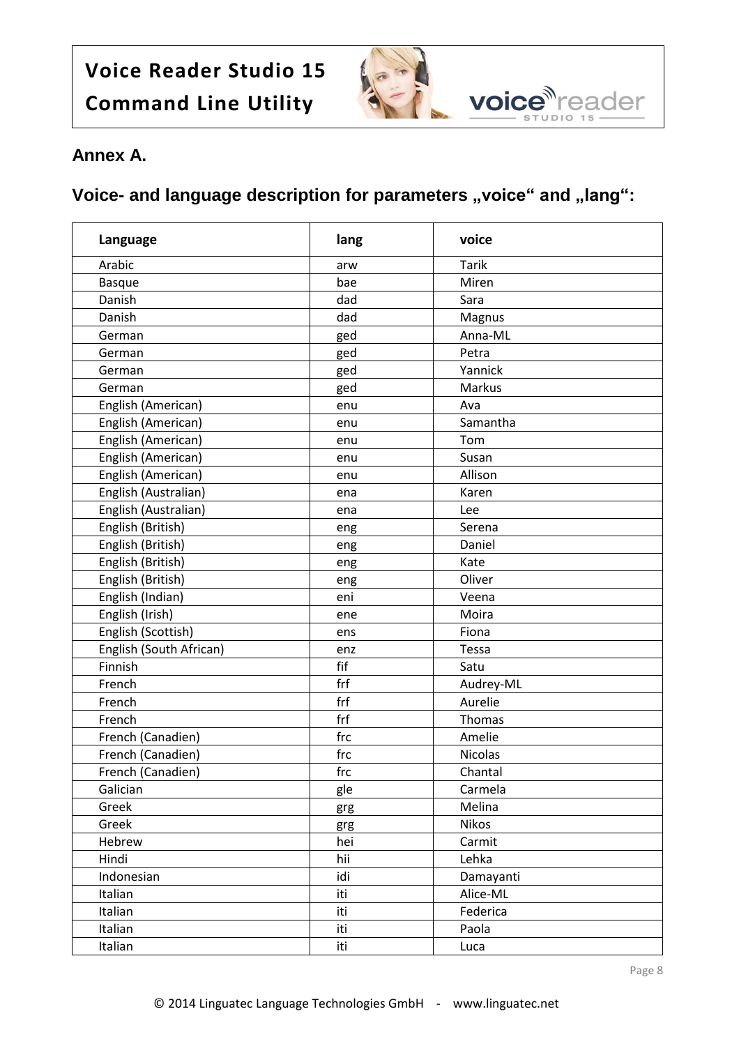## Annex A.

## Voice- and language description for parameters „voice“ and „lang“:

| Language | lang | voice |
|---|---|---|
| Arabic | arw | Tarik |
| Basque | bae | Miren |
| Danish | dad | Sara |
| Danish | dad | Magnus |
| German | ged | Anna-ML |
| German | ged | Petra |
| German | ged | Yannick |
| German | ged | Markus |
| English (American) | enu | Ava |
| English (American) | enu | Samantha |
| English (American) | enu | Tom |
| English (American) | enu | Susan |
| English (American) | enu | Allison |
| English (Australian) | ena | Karen |
| English (Australian) | ena | Lee |
| English (British) | eng | Serena |
| English (British) | eng | Daniel |
| English (British) | eng | Kate |
| English (British) | eng | Oliver |
| English (Indian) | eni | Veena |
| English (Irish) | ene | Moira |
| English (Scottish) | ens | Fiona |
| English (South African) | enz | Tessa |
| Finnish | fif | Satu |
| French | frf | Audrey-ML |
| French | frf | Aurelie |
| French | frf | Thomas |
| French (Canadien) | frc | Amelie |
| French (Canadien) | frc | Nicolas |
| French (Canadien) | frc | Chantal |
| Galician | gle | Carmela |
| Greek | grg | Melina |
| Greek | grg | Nikos |
| Hebrew | hei | Carmit |
| Hindi | hii | Lehka |
| Indonesian | idi | Damayanti |
| Italian | iti | Alice-ML |
| Italian | iti | Federica |
| Italian | iti | Paola |
| Italian | iti | Luca |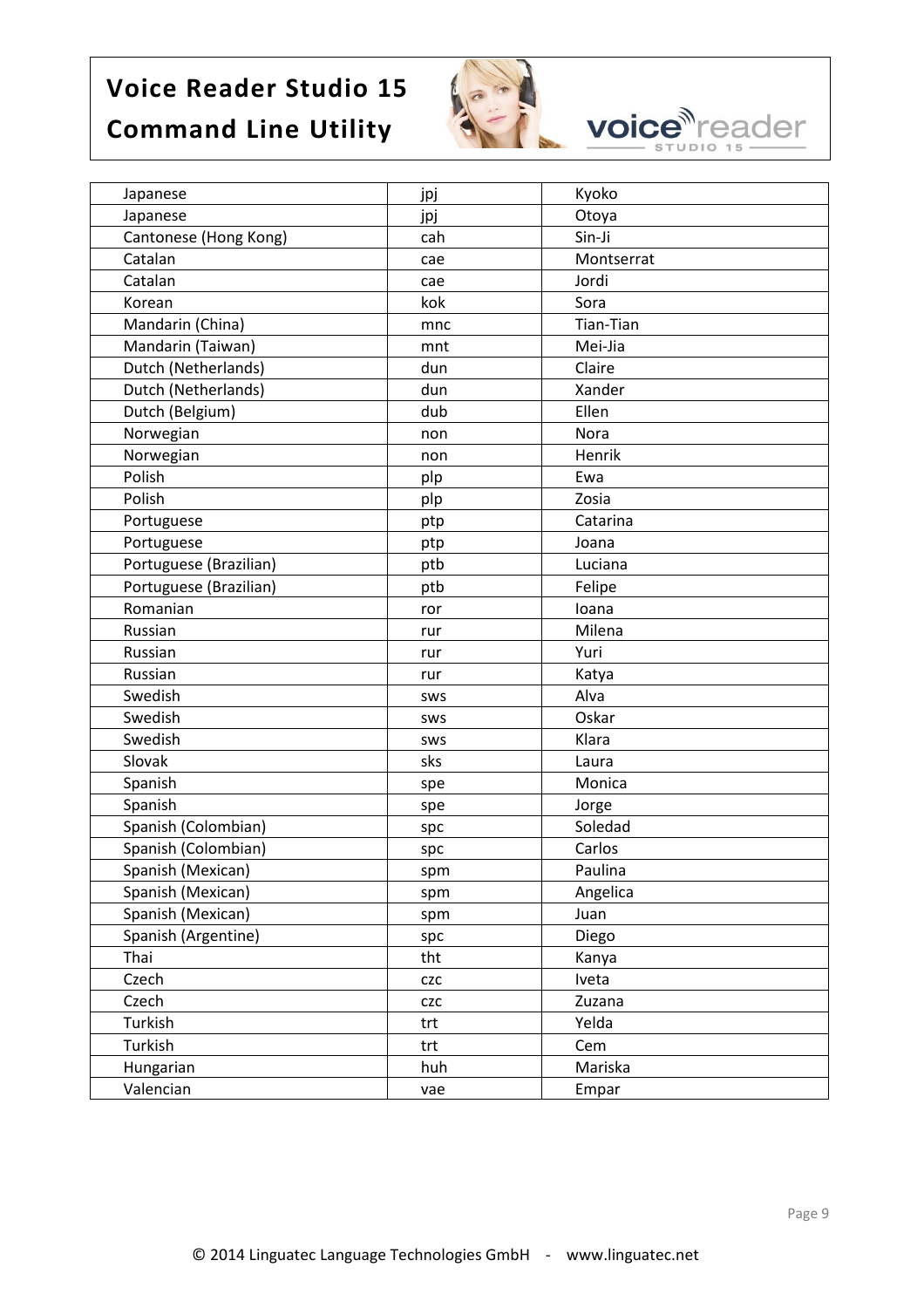| | | |
|---|---|---|
| Japanese | jpj | Kyoko |
| Japanese | jpj | Otoya |
| Cantonese (Hong Kong) | cah | Sin-Ji |
| Catalan | cae | Montserrat |
| Catalan | cae | Jordi |
| Korean | kok | Sora |
| Mandarin (China) | mnc | Tian-Tian |
| Mandarin (Taiwan) | mnt | Mei-Jia |
| Dutch (Netherlands) | dun | Claire |
| Dutch (Netherlands) | dun | Xander |
| Dutch (Belgium) | dub | Ellen |
| Norwegian | non | Nora |
| Norwegian | non | Henrik |
| Polish | plp | Ewa |
| Polish | plp | Zosia |
| Portuguese | ptp | Catarina |
| Portuguese | ptp | Joana |
| Portuguese (Brazilian) | ptb | Luciana |
| Portuguese (Brazilian) | ptb | Felipe |
| Romanian | ror | Ioana |
| Russian | rur | Milena |
| Russian | rur | Yuri |
| Russian | rur | Katya |
| Swedish | sws | Alva |
| Swedish | sws | Oskar |
| Swedish | sws | Klara |
| Slovak | sks | Laura |
| Spanish | spe | Monica |
| Spanish | spe | Jorge |
| Spanish (Colombian) | spc | Soledad |
| Spanish (Colombian) | spc | Carlos |
| Spanish (Mexican) | spm | Paulina |
| Spanish (Mexican) | spm | Angelica |
| Spanish (Mexican) | spm | Juan |
| Spanish (Argentine) | spc | Diego |
| Thai | tht | Kanya |
| Czech | czc | Iveta |
| Czech | czc | Zuzana |
| Turkish | trt | Yelda |
| Turkish | trt | Cem |
| Hungarian | huh | Mariska |
| Valencian | vae | Empar |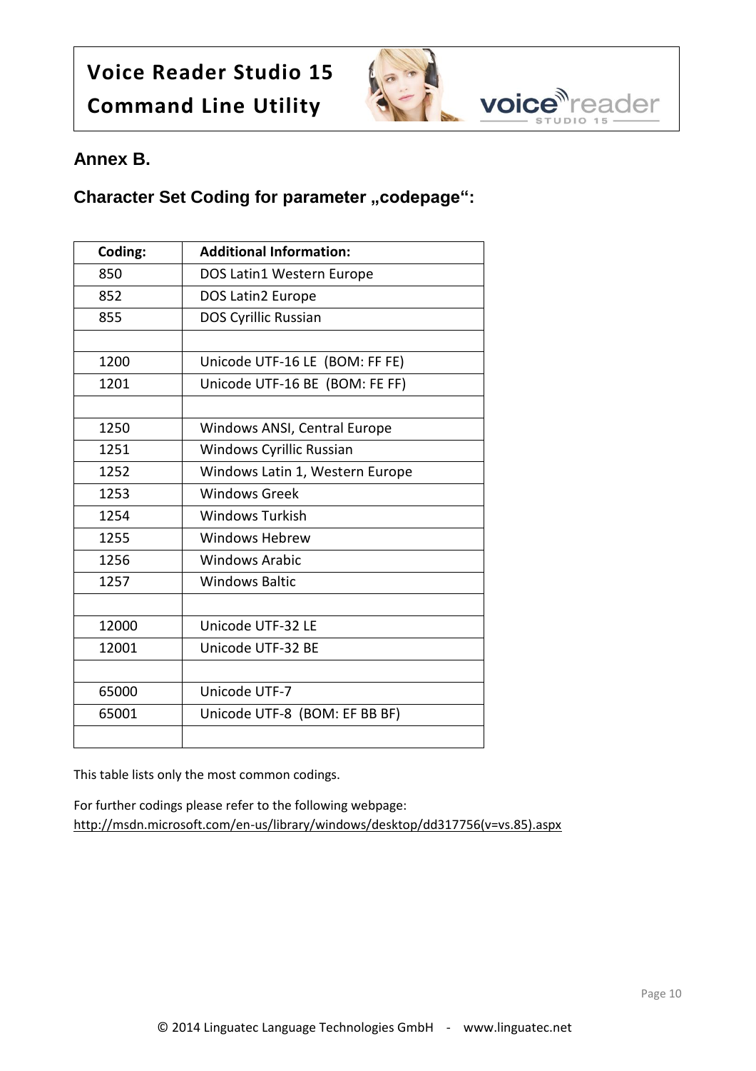## Annex B.

### Character Set Coding for parameter „codepage“:

| Coding: | Additional Information: |
|---|---|
| 850 | DOS Latin1 Western Europe |
| 852 | DOS Latin2 Europe |
| 855 | DOS Cyrillic Russian |
| | |
| 1200 | Unicode UTF-16 LE (BOM: FF FE) |
| 1201 | Unicode UTF-16 BE (BOM: FE FF) |
| | |
| 1250 | Windows ANSI, Central Europe |
| 1251 | Windows Cyrillic Russian |
| 1252 | Windows Latin 1, Western Europe |
| 1253 | Windows Greek |
| 1254 | Windows Turkish |
| 1255 | Windows Hebrew |
| 1256 | Windows Arabic |
| 1257 | Windows Baltic |
| | |
| 12000 | Unicode UTF-32 LE |
| 12001 | Unicode UTF-32 BE |
| | |
| 65000 | Unicode UTF-7 |
| 65001 | Unicode UTF-8 (BOM: EF BB BF) |
| | |

This table lists only the most common codings.

For further codings please refer to the following webpage:
http://msdn.microsoft.com/en-us/library/windows/desktop/dd317756(v=vs.85).aspx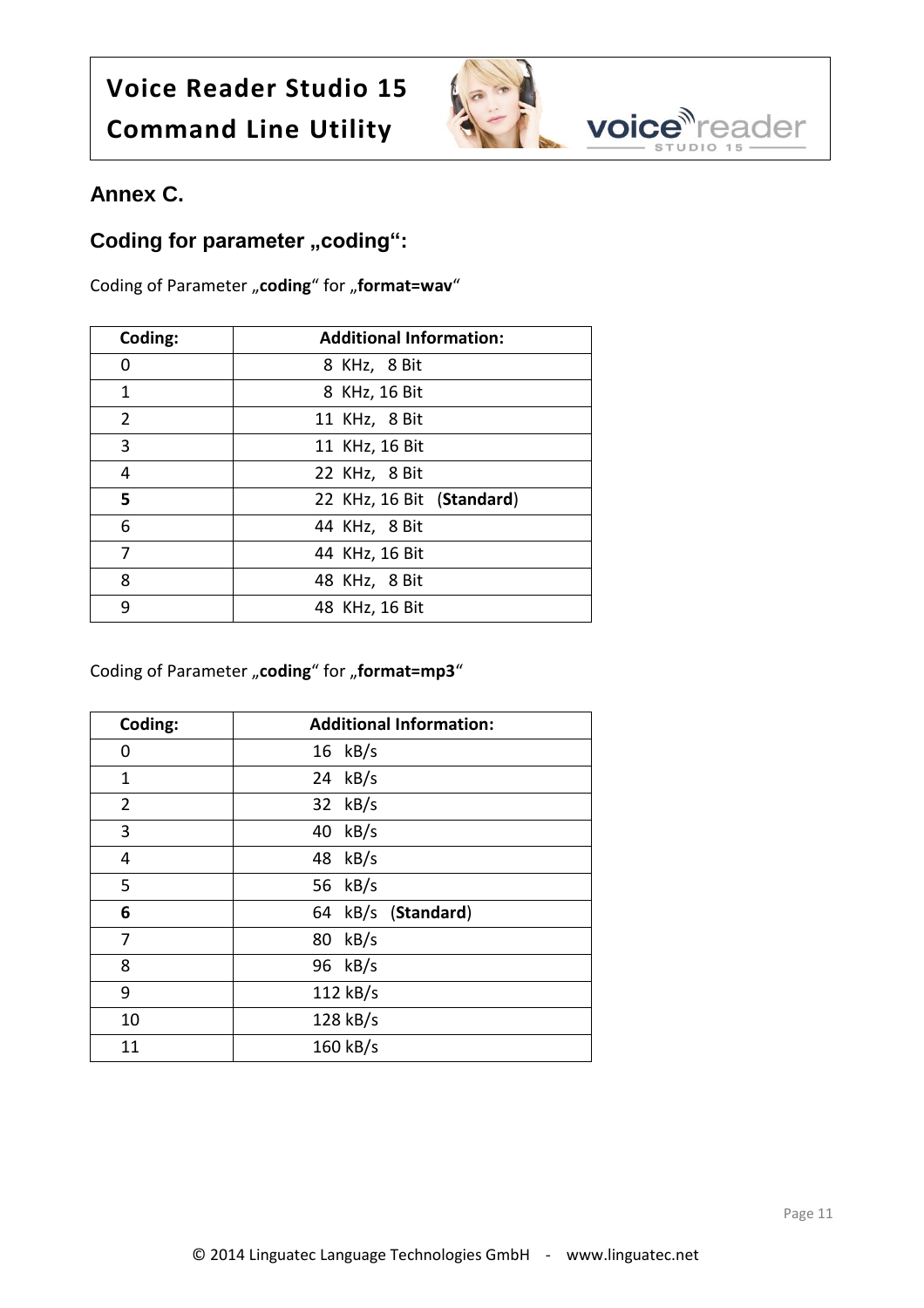## Annex C.

### Coding for parameter „coding“:

Coding of Parameter „**coding**“ for „**format=wav**“

| Coding: | Additional Information: |
|---|---|
| 0 | 8 KHz, 8 Bit |
| 1 | 8 KHz, 16 Bit |
| 2 | 11 KHz, 8 Bit |
| 3 | 11 KHz, 16 Bit |
| 4 | 22 KHz, 8 Bit |
| **5** | 22 KHz, 16 Bit (**Standard**) |
| 6 | 44 KHz, 8 Bit |
| 7 | 44 KHz, 16 Bit |
| 8 | 48 KHz, 8 Bit |
| 9 | 48 KHz, 16 Bit |

Coding of Parameter „**coding**“ for „**format=mp3**“

| Coding: | Additional Information: |
|---|---|
| 0 | 16 kB/s |
| 1 | 24 kB/s |
| 2 | 32 kB/s |
| 3 | 40 kB/s |
| 4 | 48 kB/s |
| 5 | 56 kB/s |
| **6** | 64 kB/s (**Standard**) |
| 7 | 80 kB/s |
| 8 | 96 kB/s |
| 9 | 112 kB/s |
| 10 | 128 kB/s |
| 11 | 160 kB/s |